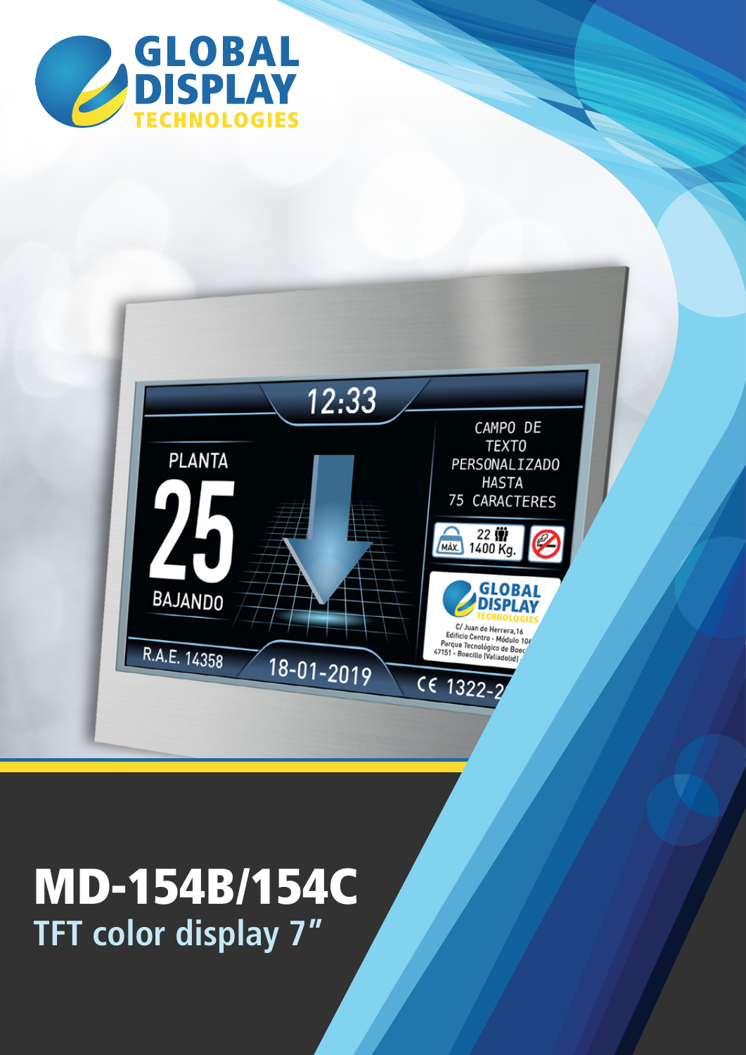GLOBAL DISPLAY TECHNOLOGIES

# MD-154B/154C

## TFT color display 7"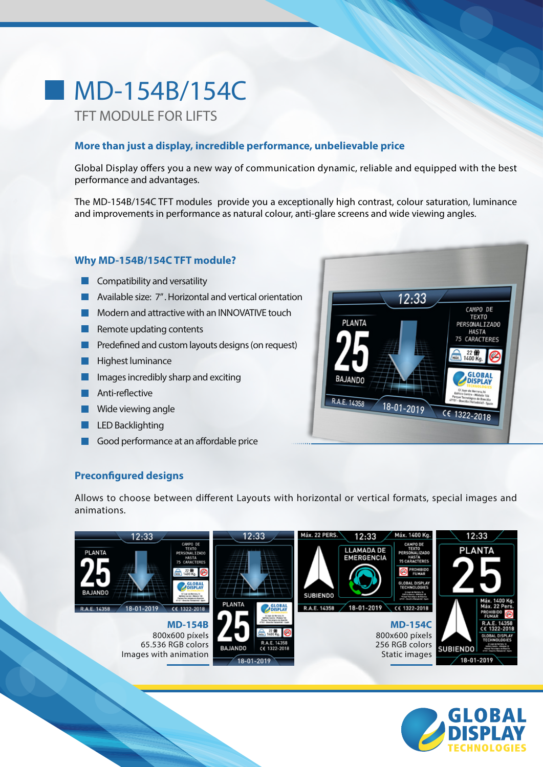# MD-154B/154C

TFT MODULE FOR LIFTS

### More than just a display, incredible performance, unbelievable price

Global Display offers you a new way of communication dynamic, reliable and equipped with the best performance and advantages.

The MD-154B/154C TFT modules provide you a exceptionally high contrast, colour saturation, luminance and improvements in performance as natural colour, anti-glare screens and wide viewing angles.

### Why MD-154B/154C TFT module?

- Compatibility and versatility
- Available size: 7". Horizontal and vertical orientation
- Modern and attractive with an INNOVATIVE touch
- Remote updating contents
- Predefined and custom layouts designs (on request)
- Highest luminance
- Images incredibly sharp and exciting
- Anti-reflective
- Wide viewing angle
- LED Backlighting
- Good performance at an affordable price

### Preconfigured designs

Allows to choose between different Layouts with horizontal or vertical formats, special images and animations.

**MD-154B**
800x600 píxels
65.536 RGB colors
Images with animation

**MD-154C**
800x600 píxels
256 RGB colors
Static images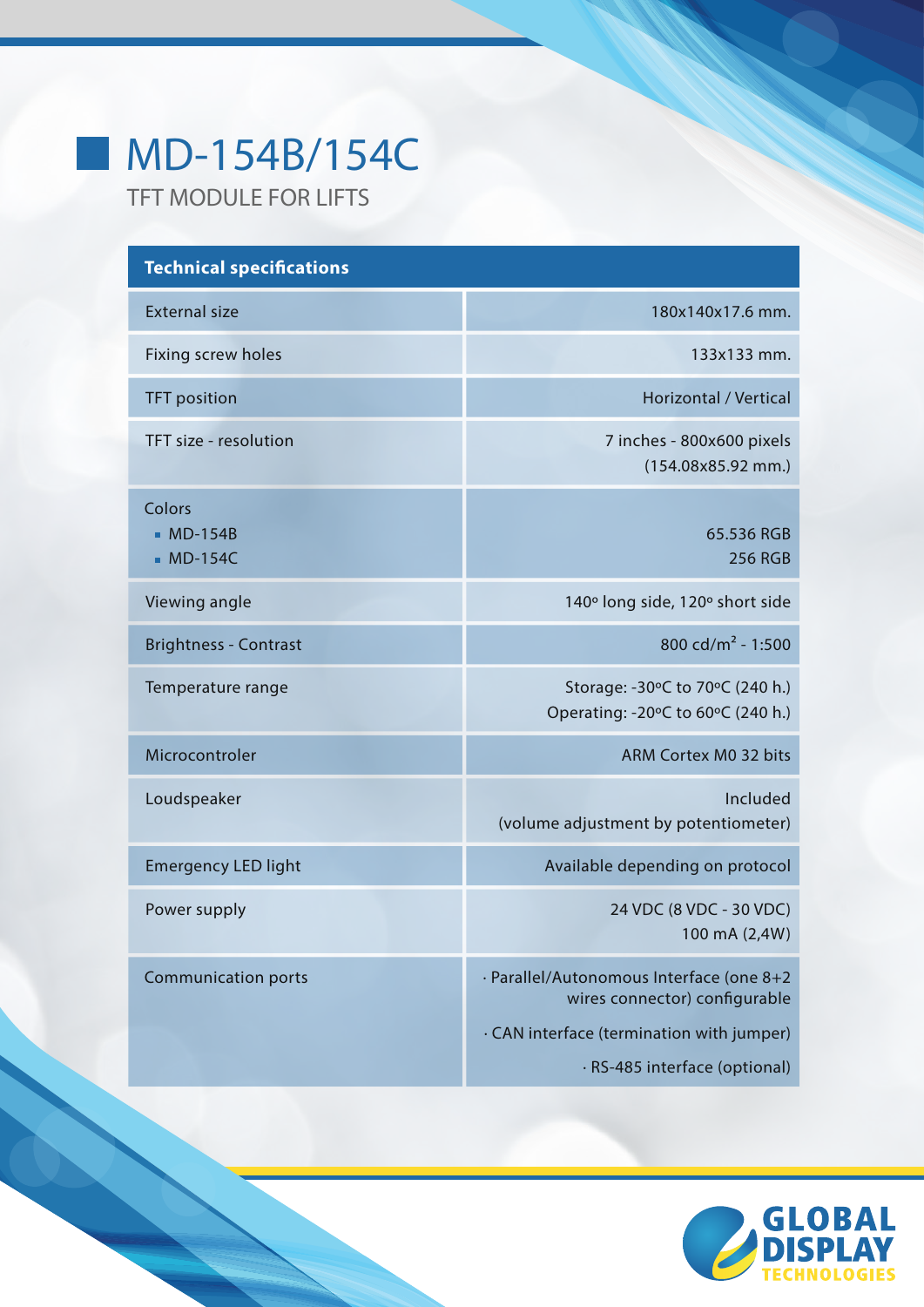# MD-154B/154C

TFT MODULE FOR LIFTS

| Technical specifications | |
|---|---|
| External size | 180x140x17.6 mm. |
| Fixing screw holes | 133x133 mm. |
| TFT position | Horizontal / Vertical |
| TFT size - resolution | 7 inches - 800x600 pixels (154.08x85.92 mm.) |
| Colors<br>▪ MD-154B<br>▪ MD-154C | <br>65.536 RGB<br>256 RGB |
| Viewing angle | 140º long side, 120º short side |
| Brightness - Contrast | 800 cd/m² - 1:500 |
| Temperature range | Storage: -30ºC to 70ºC (240 h.)<br>Operating: -20ºC to 60ºC (240 h.) |
| Microcontroler | ARM Cortex M0 32 bits |
| Loudspeaker | Included (volume adjustment by potentiometer) |
| Emergency LED light | Available depending on protocol |
| Power supply | 24 VDC (8 VDC - 30 VDC)<br>100 mA (2,4W) |
| Communication ports | · Parallel/Autonomous Interface (one 8+2 wires connector) configurable<br>· CAN interface (termination with jumper)<br>· RS-485 interface (optional) |

GLOBAL DISPLAY TECHNOLOGIES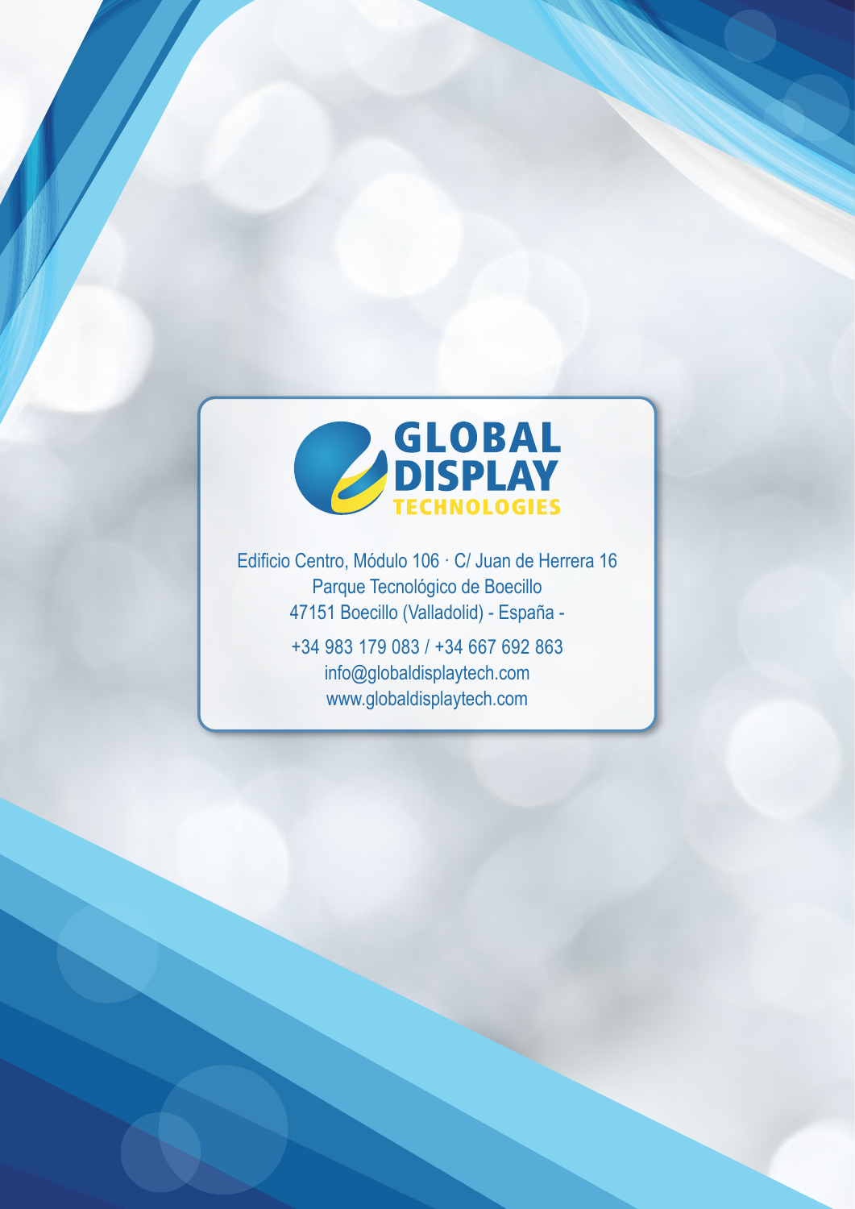GLOBAL DISPLAY TECHNOLOGIES

Edificio Centro, Módulo 106 · C/ Juan de Herrera 16
Parque Tecnológico de Boecillo
47151 Boecillo (Valladolid) - España -

+34 983 179 083 / +34 667 692 863
info@globaldisplaytech.com
www.globaldisplaytech.com